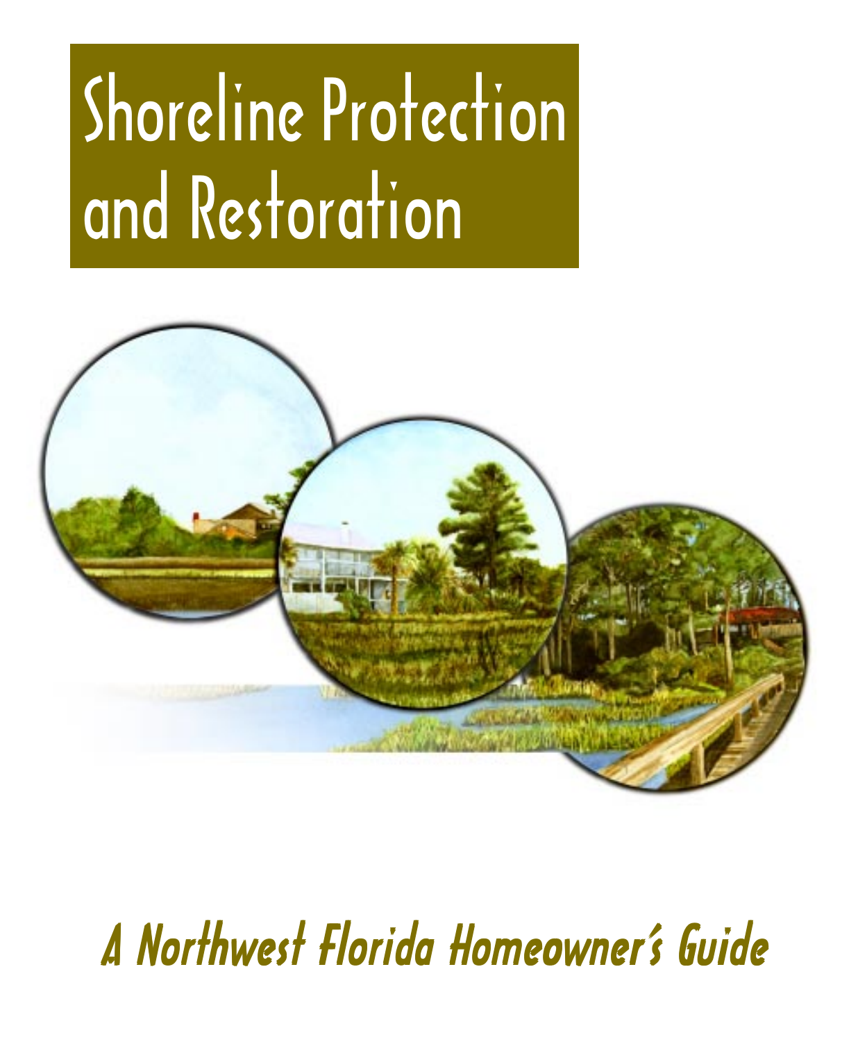# Shoreline Protection and Restoration

## *A Northwest Florida Homeowner's Guide*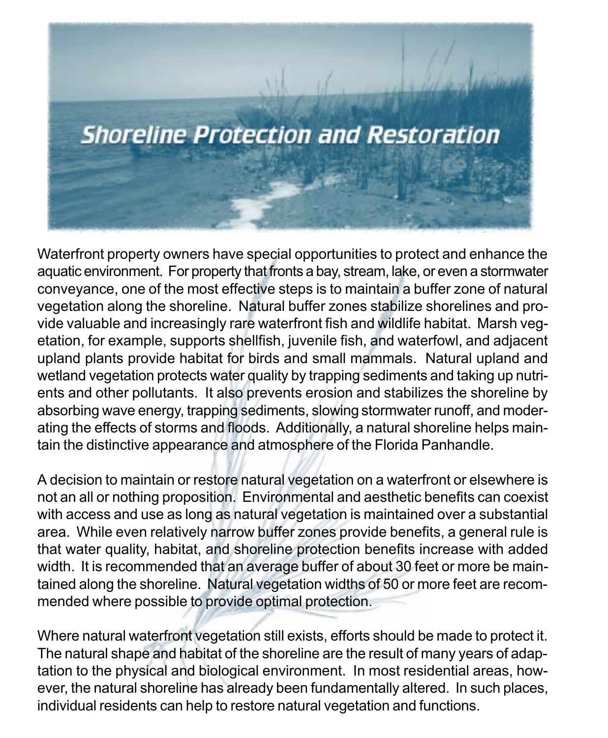# Shoreline Protection and Restoration

Waterfront property owners have special opportunities to protect and enhance the aquatic environment. For property that fronts a bay, stream, lake, or even a stormwater conveyance, one of the most effective steps is to maintain a buffer zone of natural vegetation along the shoreline. Natural buffer zones stabilize shorelines and provide valuable and increasingly rare waterfront fish and wildlife habitat. Marsh vegetation, for example, supports shellfish, juvenile fish, and waterfowl, and adjacent upland plants provide habitat for birds and small mammals. Natural upland and wetland vegetation protects water quality by trapping sediments and taking up nutrients and other pollutants. It also prevents erosion and stabilizes the shoreline by absorbing wave energy, trapping sediments, slowing stormwater runoff, and moderating the effects of storms and floods. Additionally, a natural shoreline helps maintain the distinctive appearance and atmosphere of the Florida Panhandle.

A decision to maintain or restore natural vegetation on a waterfront or elsewhere is not an all or nothing proposition. Environmental and aesthetic benefits can coexist with access and use as long as natural vegetation is maintained over a substantial area. While even relatively narrow buffer zones provide benefits, a general rule is that water quality, habitat, and shoreline protection benefits increase with added width. It is recommended that an average buffer of about 30 feet or more be maintained along the shoreline. Natural vegetation widths of 50 or more feet are recommended where possible to provide optimal protection.

Where natural waterfront vegetation still exists, efforts should be made to protect it. The natural shape and habitat of the shoreline are the result of many years of adaptation to the physical and biological environment. In most residential areas, however, the natural shoreline has already been fundamentally altered. In such places, individual residents can help to restore natural vegetation and functions.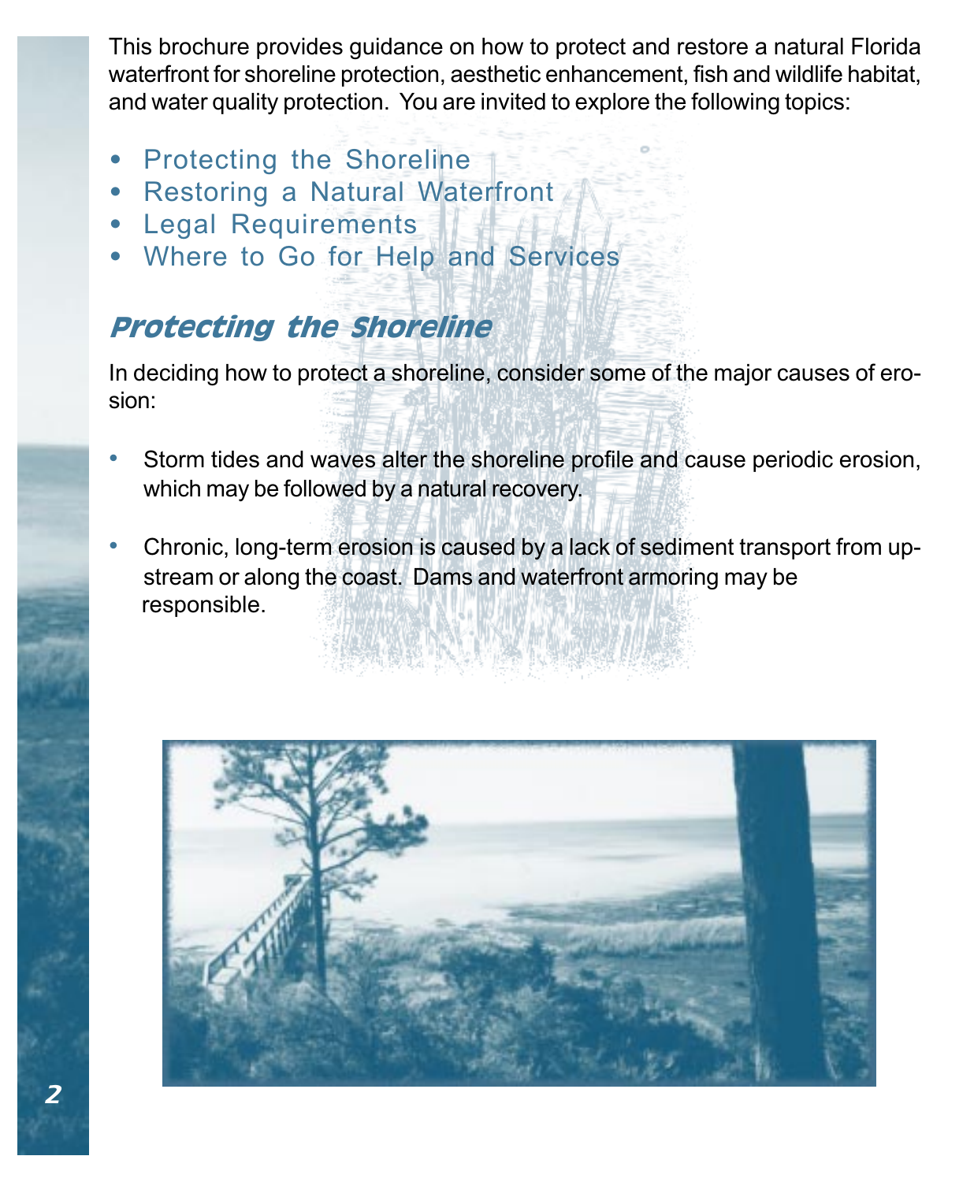This brochure provides guidance on how to protect and restore a natural Florida waterfront for shoreline protection, aesthetic enhancement, fish and wildlife habitat, and water quality protection. You are invited to explore the following topics:

- Protecting the Shoreline
- Restoring a Natural Waterfront
- Legal Requirements
- Where to Go for Help and Services

## *Protecting the Shoreline*

In deciding how to protect a shoreline, consider some of the major causes of erosion:

- Storm tides and waves alter the shoreline profile and cause periodic erosion, which may be followed by a natural recovery.

- Chronic, long-term erosion is caused by a lack of sediment transport from upstream or along the coast. Dams and waterfront armoring may be responsible.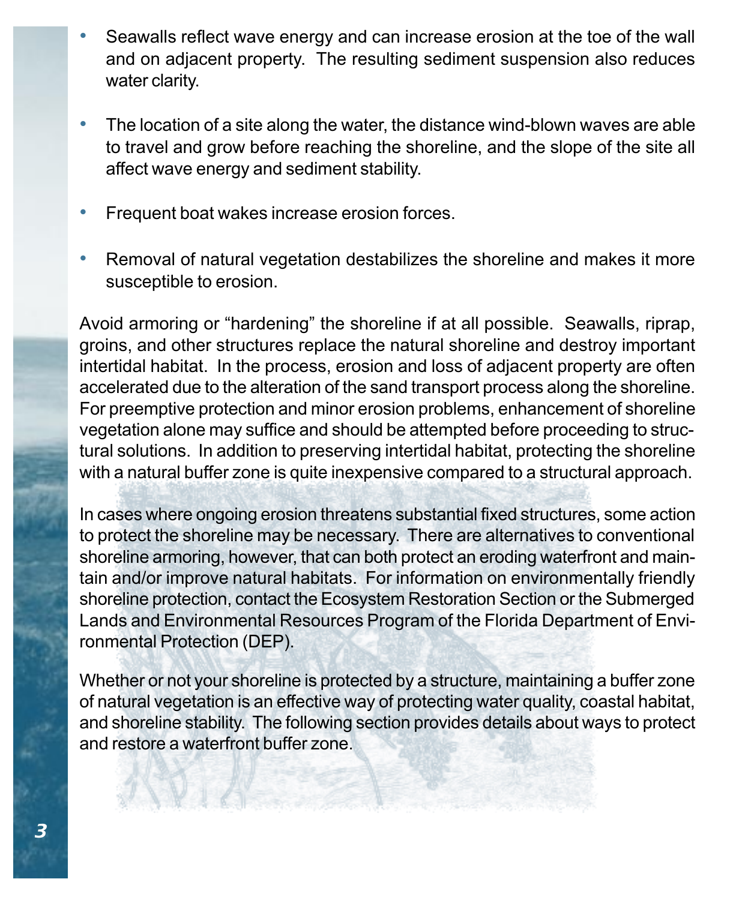- Seawalls reflect wave energy and can increase erosion at the toe of the wall and on adjacent property. The resulting sediment suspension also reduces water clarity.

- The location of a site along the water, the distance wind-blown waves are able to travel and grow before reaching the shoreline, and the slope of the site all affect wave energy and sediment stability.

- Frequent boat wakes increase erosion forces.

- Removal of natural vegetation destabilizes the shoreline and makes it more susceptible to erosion.

Avoid armoring or "hardening" the shoreline if at all possible. Seawalls, riprap, groins, and other structures replace the natural shoreline and destroy important intertidal habitat. In the process, erosion and loss of adjacent property are often accelerated due to the alteration of the sand transport process along the shoreline. For preemptive protection and minor erosion problems, enhancement of shoreline vegetation alone may suffice and should be attempted before proceeding to structural solutions. In addition to preserving intertidal habitat, protecting the shoreline with a natural buffer zone is quite inexpensive compared to a structural approach.

In cases where ongoing erosion threatens substantial fixed structures, some action to protect the shoreline may be necessary. There are alternatives to conventional shoreline armoring, however, that can both protect an eroding waterfront and maintain and/or improve natural habitats. For information on environmentally friendly shoreline protection, contact the Ecosystem Restoration Section or the Submerged Lands and Environmental Resources Program of the Florida Department of Environmental Protection (DEP).

Whether or not your shoreline is protected by a structure, maintaining a buffer zone of natural vegetation is an effective way of protecting water quality, coastal habitat, and shoreline stability. The following section provides details about ways to protect and restore a waterfront buffer zone.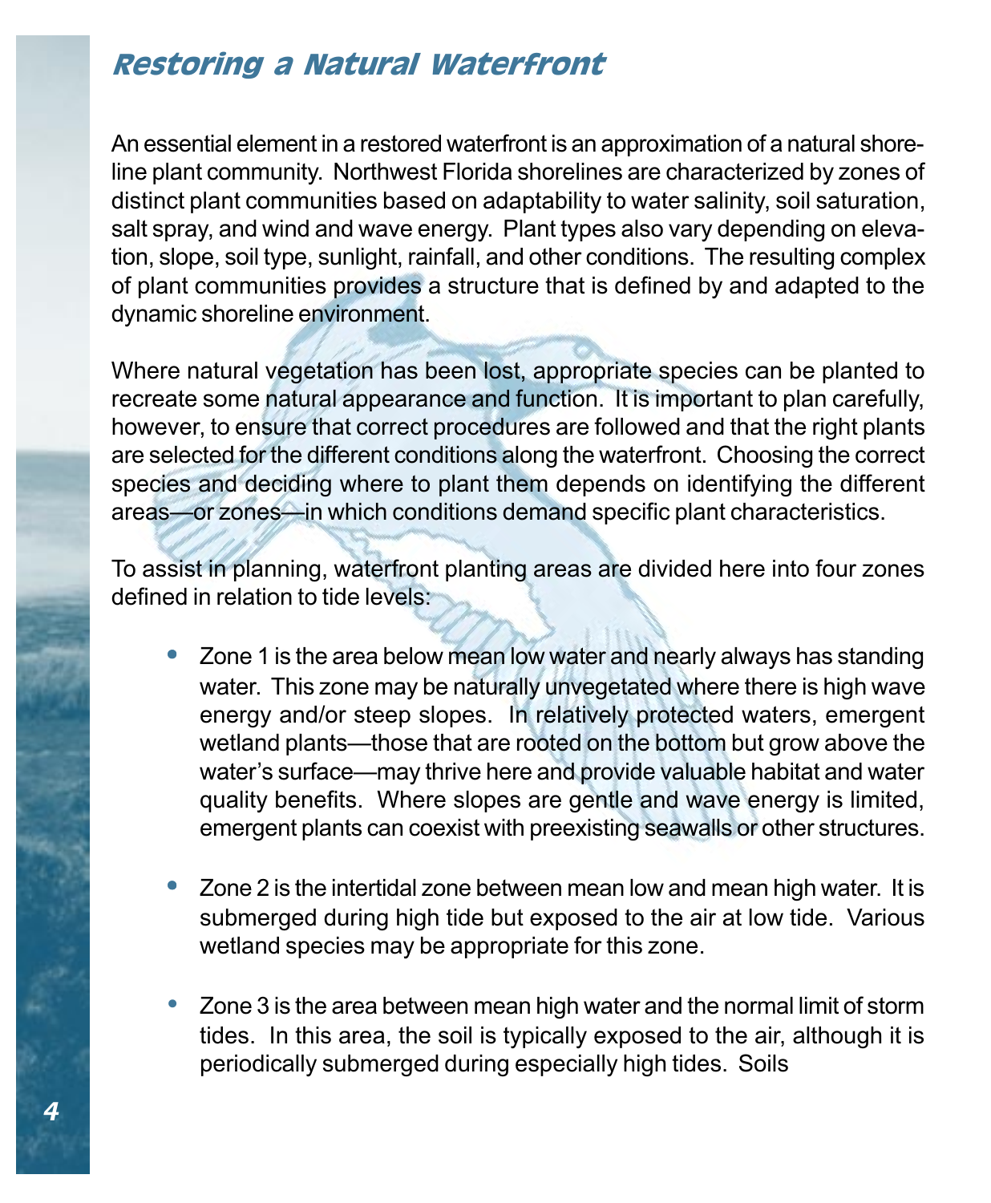## Restoring a Natural Waterfront

An essential element in a restored waterfront is an approximation of a natural shoreline plant community. Northwest Florida shorelines are characterized by zones of distinct plant communities based on adaptability to water salinity, soil saturation, salt spray, and wind and wave energy. Plant types also vary depending on elevation, slope, soil type, sunlight, rainfall, and other conditions. The resulting complex of plant communities provides a structure that is defined by and adapted to the dynamic shoreline environment.

Where natural vegetation has been lost, appropriate species can be planted to recreate some natural appearance and function. It is important to plan carefully, however, to ensure that correct procedures are followed and that the right plants are selected for the different conditions along the waterfront. Choosing the correct species and deciding where to plant them depends on identifying the different areas—or zones—in which conditions demand specific plant characteristics.

To assist in planning, waterfront planting areas are divided here into four zones defined in relation to tide levels:

- Zone 1 is the area below mean low water and nearly always has standing water. This zone may be naturally unvegetated where there is high wave energy and/or steep slopes. In relatively protected waters, emergent wetland plants—those that are rooted on the bottom but grow above the water's surface—may thrive here and provide valuable habitat and water quality benefits. Where slopes are gentle and wave energy is limited, emergent plants can coexist with preexisting seawalls or other structures.

- Zone 2 is the intertidal zone between mean low and mean high water. It is submerged during high tide but exposed to the air at low tide. Various wetland species may be appropriate for this zone.

- Zone 3 is the area between mean high water and the normal limit of storm tides. In this area, the soil is typically exposed to the air, although it is periodically submerged during especially high tides. Soils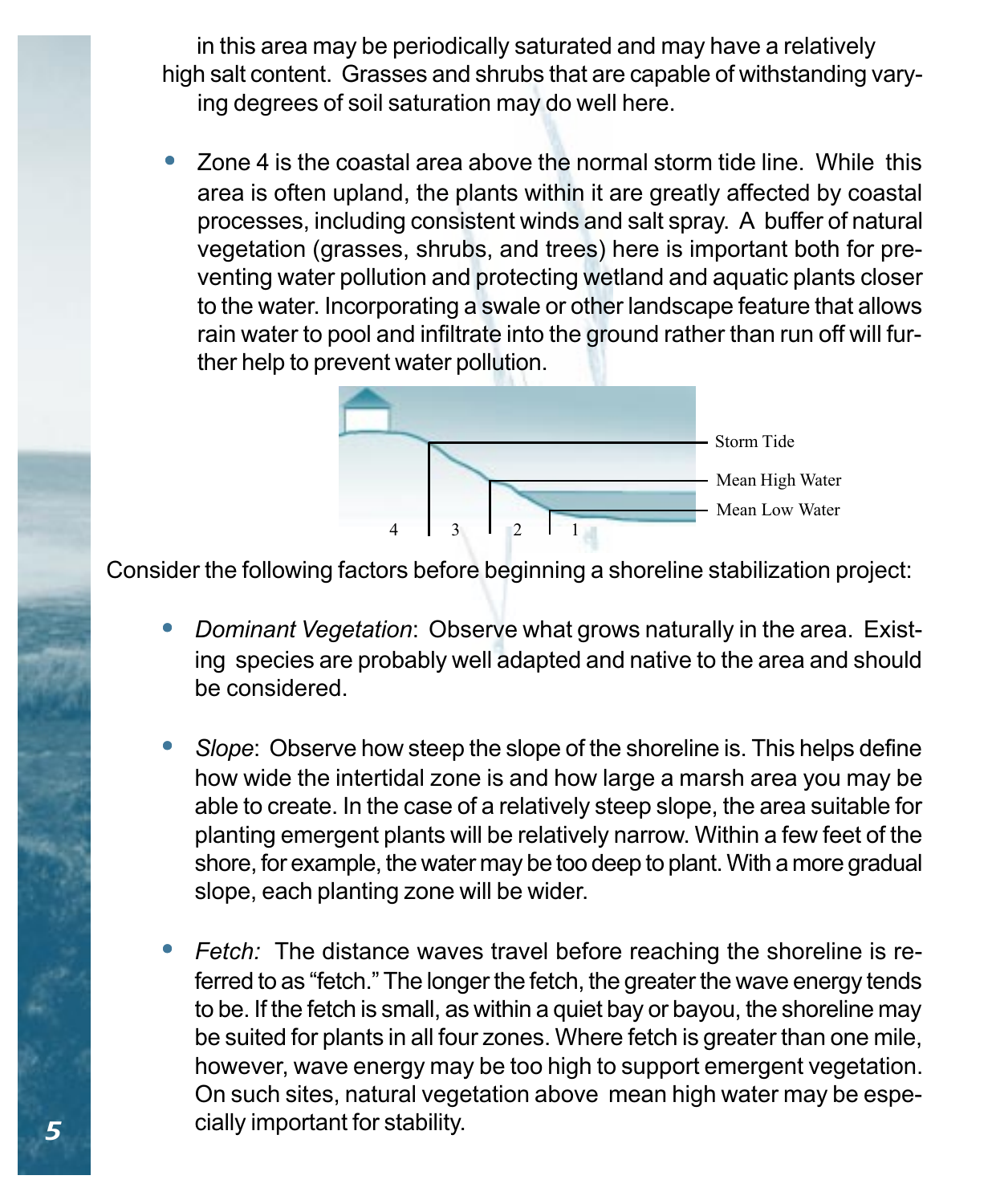in this area may be periodically saturated and may have a relatively high salt content. Grasses and shrubs that are capable of withstanding varying degrees of soil saturation may do well here.

- Zone 4 is the coastal area above the normal storm tide line. While this area is often upland, the plants within it are greatly affected by coastal processes, including consistent winds and salt spray. A buffer of natural vegetation (grasses, shrubs, and trees) here is important both for preventing water pollution and protecting wetland and aquatic plants closer to the water. Incorporating a swale or other landscape feature that allows rain water to pool and infiltrate into the ground rather than run off will further help to prevent water pollution.

Storm Tide

Mean High Water

Mean Low Water

4 3 2 1

Consider the following factors before beginning a shoreline stabilization project:

- *Dominant Vegetation*: Observe what grows naturally in the area. Existing species are probably well adapted and native to the area and should be considered.

- *Slope*: Observe how steep the slope of the shoreline is. This helps define how wide the intertidal zone is and how large a marsh area you may be able to create. In the case of a relatively steep slope, the area suitable for planting emergent plants will be relatively narrow. Within a few feet of the shore, for example, the water may be too deep to plant. With a more gradual slope, each planting zone will be wider.

- *Fetch:* The distance waves travel before reaching the shoreline is referred to as "fetch." The longer the fetch, the greater the wave energy tends to be. If the fetch is small, as within a quiet bay or bayou, the shoreline may be suited for plants in all four zones. Where fetch is greater than one mile, however, wave energy may be too high to support emergent vegetation. On such sites, natural vegetation above mean high water may be especially important for stability.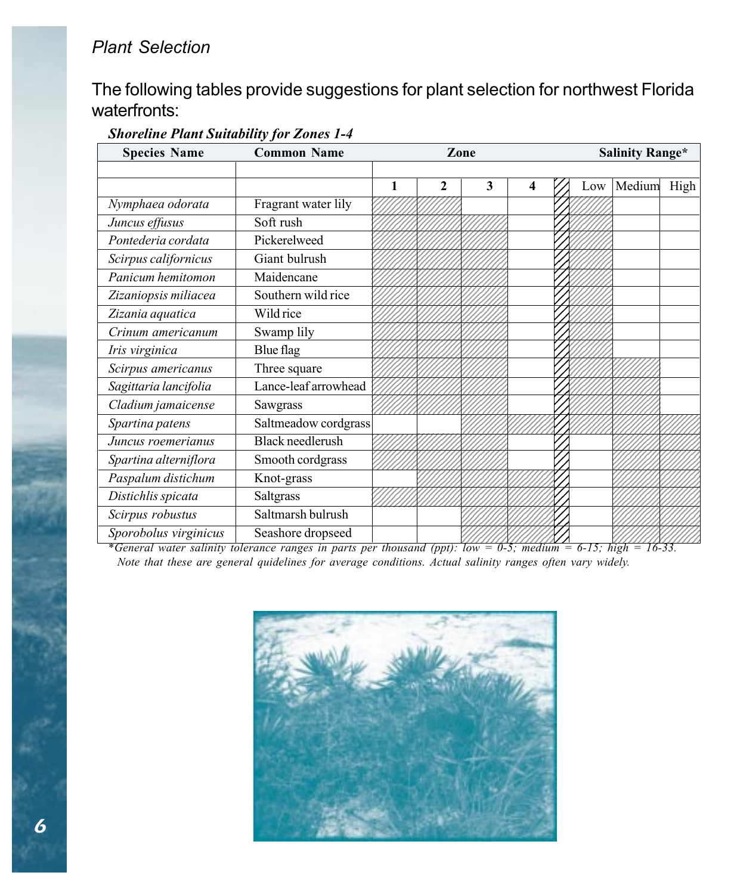*Plant Selection*

The following tables provide suggestions for plant selection for northwest Florida waterfronts:

***Shoreline Plant Suitability for Zones 1-4***

| Species Name | Common Name | Zone | | | | Salinity Range* | | |
|---|---|---|---|---|---|---|---|---|
| | | 1 | 2 | 3 | 4 | Low | Medium | High |
| *Nymphaea odorata* | Fragrant water lily | X | X | | | X | | |
| *Juncus effusus* | Soft rush | X | X | X | | X | | |
| *Pontederia cordata* | Pickerelweed | X | X | X | | X | | |
| *Scirpus californicus* | Giant bulrush | X | X | X | | X | | |
| *Panicum hemitomon* | Maidencane | X | X | X | | X | | |
| *Zizaniopsis miliacea* | Southern wild rice | X | X | X | | X | | |
| *Zizania aquatica* | Wild rice | X | X | X | | X | | |
| *Crinum americanum* | Swamp lily | X | X | X | | X | | |
| *Iris virginica* | Blue flag | X | X | X | | X | | |
| *Scirpus americanus* | Three square | X | X | X | | X | X | |
| *Sagittaria lancifolia* | Lance-leaf arrowhead | X | X | X | | X | X | |
| *Cladium jamaicense* | Sawgrass | X | X | X | | X | X | |
| *Spartina patens* | Saltmeadow cordgrass | | | X | X | X | X | X |
| *Juncus roemerianus* | Black needlerush | X | X | X | | | X | X |
| *Spartina alterniflora* | Smooth cordgrass | X | X | X | | | X | X |
| *Paspalum distichum* | Knot-grass | | X | X | X | | X | X |
| *Distichlis spicata* | Saltgrass | X | X | X | X | | X | X |
| *Scirpus robustus* | Saltmarsh bulrush | | | X | X | | X | X |
| *Sporobolus virginicus* | Seashore dropseed | | | X | X | | X | X |

**General water salinity tolerance ranges in parts per thousand (ppt): low = 0-5; medium = 6-15; high = 16-33. Note that these are general guidelines for average conditions. Actual salinity ranges often vary widely.*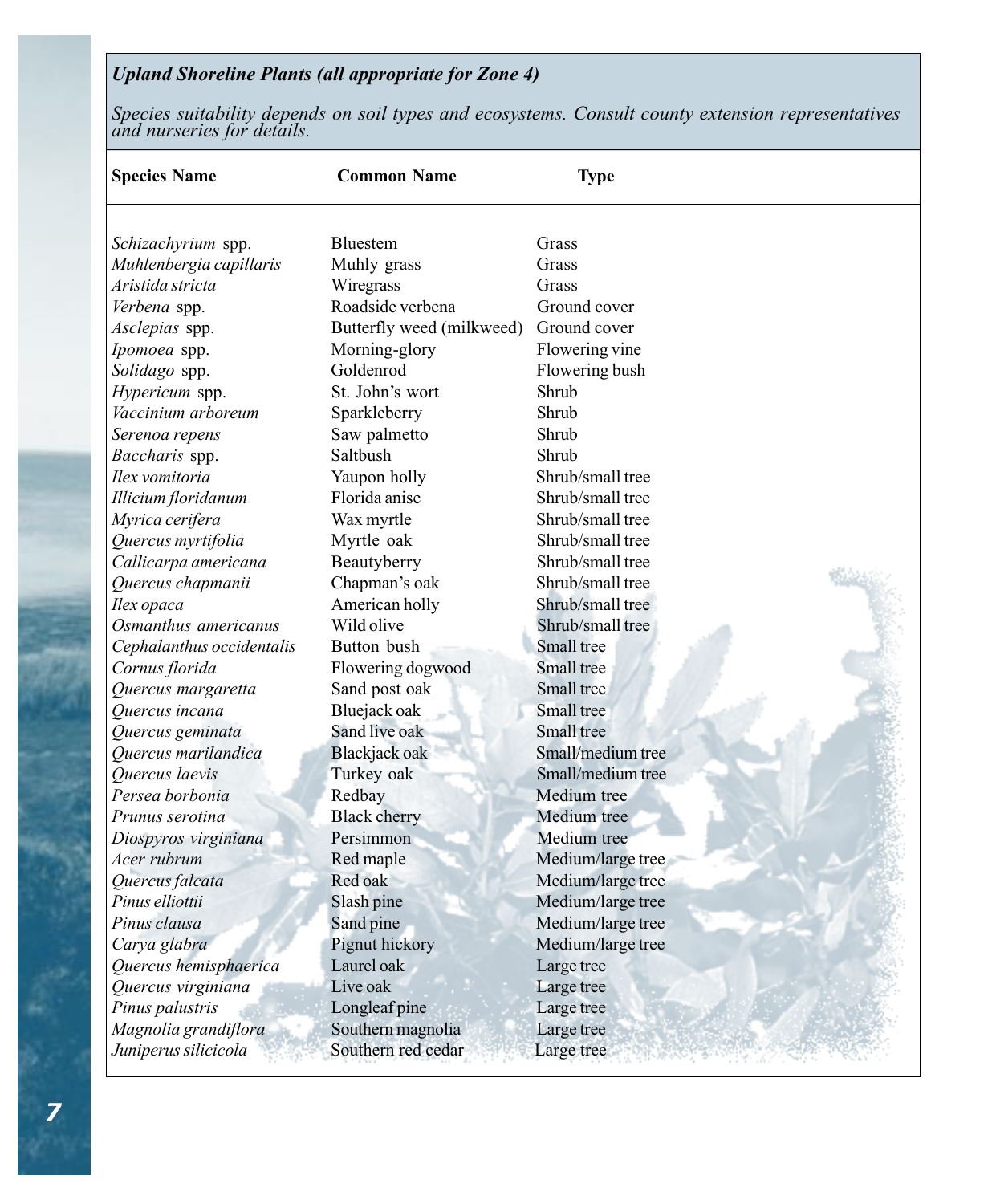***Upland Shoreline Plants (all appropriate for Zone 4)***

*Species suitability depends on soil types and ecosystems. Consult county extension representatives and nurseries for details.*

| Species Name | Common Name | Type |
|---|---|---|
| *Schizachyrium* spp. | Bluestem | Grass |
| *Muhlenbergia capillaris* | Muhly grass | Grass |
| *Aristida stricta* | Wiregrass | Grass |
| *Verbena* spp. | Roadside verbena | Ground cover |
| *Asclepias* spp. | Butterfly weed (milkweed) | Ground cover |
| *Ipomoea* spp. | Morning-glory | Flowering vine |
| *Solidago* spp. | Goldenrod | Flowering bush |
| *Hypericum* spp. | St. John's wort | Shrub |
| *Vaccinium arboreum* | Sparkleberry | Shrub |
| *Serenoa repens* | Saw palmetto | Shrub |
| *Baccharis* spp. | Saltbush | Shrub |
| *Ilex vomitoria* | Yaupon holly | Shrub/small tree |
| *Illicium floridanum* | Florida anise | Shrub/small tree |
| *Myrica cerifera* | Wax myrtle | Shrub/small tree |
| *Quercus myrtifolia* | Myrtle oak | Shrub/small tree |
| *Callicarpa americana* | Beautyberry | Shrub/small tree |
| *Quercus chapmanii* | Chapman's oak | Shrub/small tree |
| *Ilex opaca* | American holly | Shrub/small tree |
| *Osmanthus americanus* | Wild olive | Shrub/small tree |
| *Cephalanthus occidentalis* | Button bush | Small tree |
| *Cornus florida* | Flowering dogwood | Small tree |
| *Quercus margaretta* | Sand post oak | Small tree |
| *Quercus incana* | Bluejack oak | Small tree |
| *Quercus geminata* | Sand live oak | Small tree |
| *Quercus marilandica* | Blackjack oak | Small/medium tree |
| *Quercus laevis* | Turkey oak | Small/medium tree |
| *Persea borbonia* | Redbay | Medium tree |
| *Prunus serotina* | Black cherry | Medium tree |
| *Diospyros virginiana* | Persimmon | Medium tree |
| *Acer rubrum* | Red maple | Medium/large tree |
| *Quercus falcata* | Red oak | Medium/large tree |
| *Pinus elliottii* | Slash pine | Medium/large tree |
| *Pinus clausa* | Sand pine | Medium/large tree |
| *Carya glabra* | Pignut hickory | Medium/large tree |
| *Quercus hemisphaerica* | Laurel oak | Large tree |
| *Quercus virginiana* | Live oak | Large tree |
| *Pinus palustris* | Longleaf pine | Large tree |
| *Magnolia grandiflora* | Southern magnolia | Large tree |
| *Juniperus silicicola* | Southern red cedar | Large tree |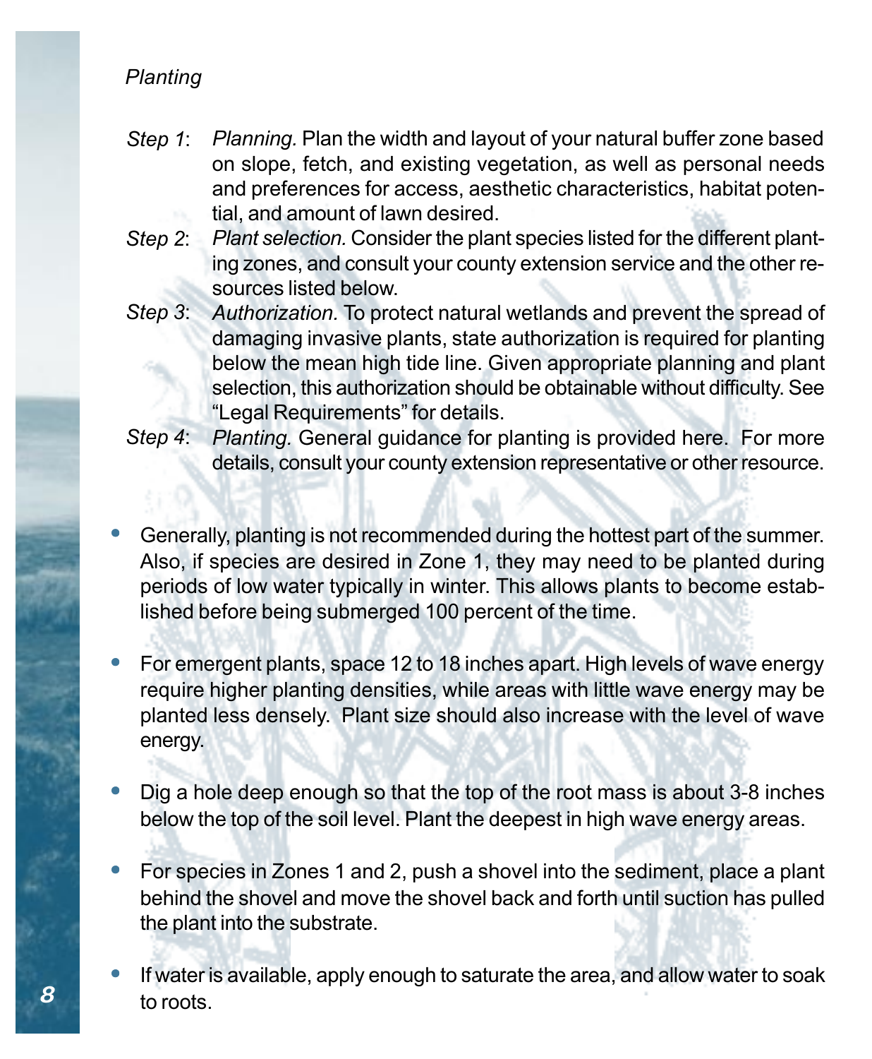*Planting*

*Step 1*: *Planning.* Plan the width and layout of your natural buffer zone based on slope, fetch, and existing vegetation, as well as personal needs and preferences for access, aesthetic characteristics, habitat potential, and amount of lawn desired.

*Step 2*: *Plant selection.* Consider the plant species listed for the different planting zones, and consult your county extension service and the other resources listed below.

*Step 3*: *Authorization.* To protect natural wetlands and prevent the spread of damaging invasive plants, state authorization is required for planting below the mean high tide line. Given appropriate planning and plant selection, this authorization should be obtainable without difficulty. See "Legal Requirements" for details.

*Step 4*: *Planting.* General guidance for planting is provided here. For more details, consult your county extension representative or other resource.

- Generally, planting is not recommended during the hottest part of the summer. Also, if species are desired in Zone 1, they may need to be planted during periods of low water typically in winter. This allows plants to become established before being submerged 100 percent of the time.

- For emergent plants, space 12 to 18 inches apart. High levels of wave energy require higher planting densities, while areas with little wave energy may be planted less densely. Plant size should also increase with the level of wave energy.

- Dig a hole deep enough so that the top of the root mass is about 3-8 inches below the top of the soil level. Plant the deepest in high wave energy areas.

- For species in Zones 1 and 2, push a shovel into the sediment, place a plant behind the shovel and move the shovel back and forth until suction has pulled the plant into the substrate.

- If water is available, apply enough to saturate the area, and allow water to soak to roots.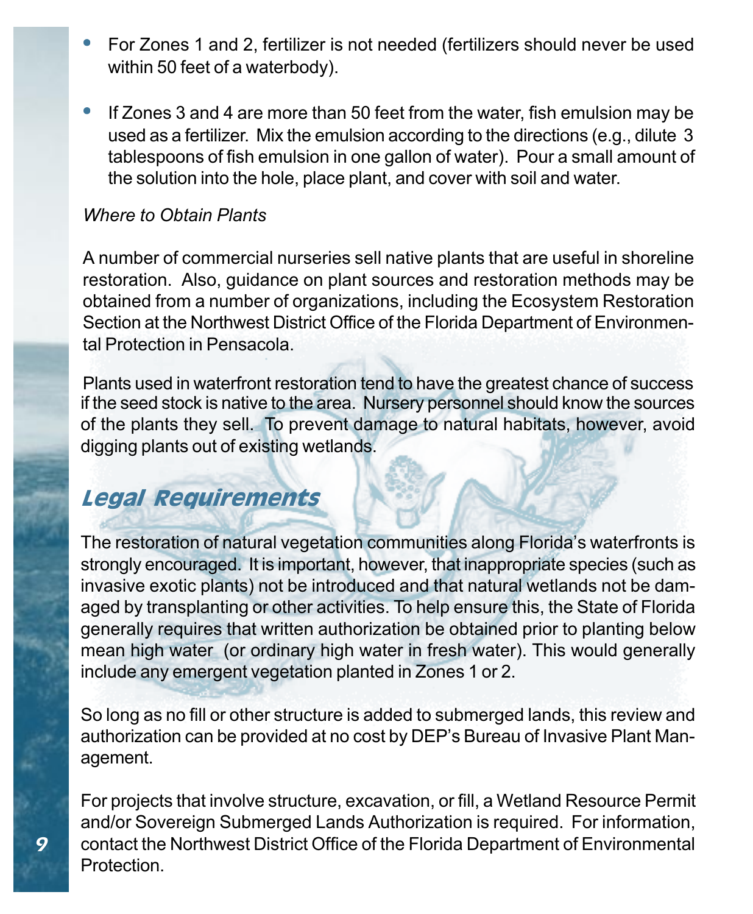- For Zones 1 and 2, fertilizer is not needed (fertilizers should never be used within 50 feet of a waterbody).

- If Zones 3 and 4 are more than 50 feet from the water, fish emulsion may be used as a fertilizer. Mix the emulsion according to the directions (e.g., dilute 3 tablespoons of fish emulsion in one gallon of water). Pour a small amount of the solution into the hole, place plant, and cover with soil and water.

*Where to Obtain Plants*

A number of commercial nurseries sell native plants that are useful in shoreline restoration. Also, guidance on plant sources and restoration methods may be obtained from a number of organizations, including the Ecosystem Restoration Section at the Northwest District Office of the Florida Department of Environmental Protection in Pensacola.

Plants used in waterfront restoration tend to have the greatest chance of success if the seed stock is native to the area. Nursery personnel should know the sources of the plants they sell. To prevent damage to natural habitats, however, avoid digging plants out of existing wetlands.

## Legal Requirements

The restoration of natural vegetation communities along Florida's waterfronts is strongly encouraged. It is important, however, that inappropriate species (such as invasive exotic plants) not be introduced and that natural wetlands not be damaged by transplanting or other activities. To help ensure this, the State of Florida generally requires that written authorization be obtained prior to planting below mean high water (or ordinary high water in fresh water). This would generally include any emergent vegetation planted in Zones 1 or 2.

So long as no fill or other structure is added to submerged lands, this review and authorization can be provided at no cost by DEP's Bureau of Invasive Plant Management.

For projects that involve structure, excavation, or fill, a Wetland Resource Permit and/or Sovereign Submerged Lands Authorization is required. For information, contact the Northwest District Office of the Florida Department of Environmental Protection.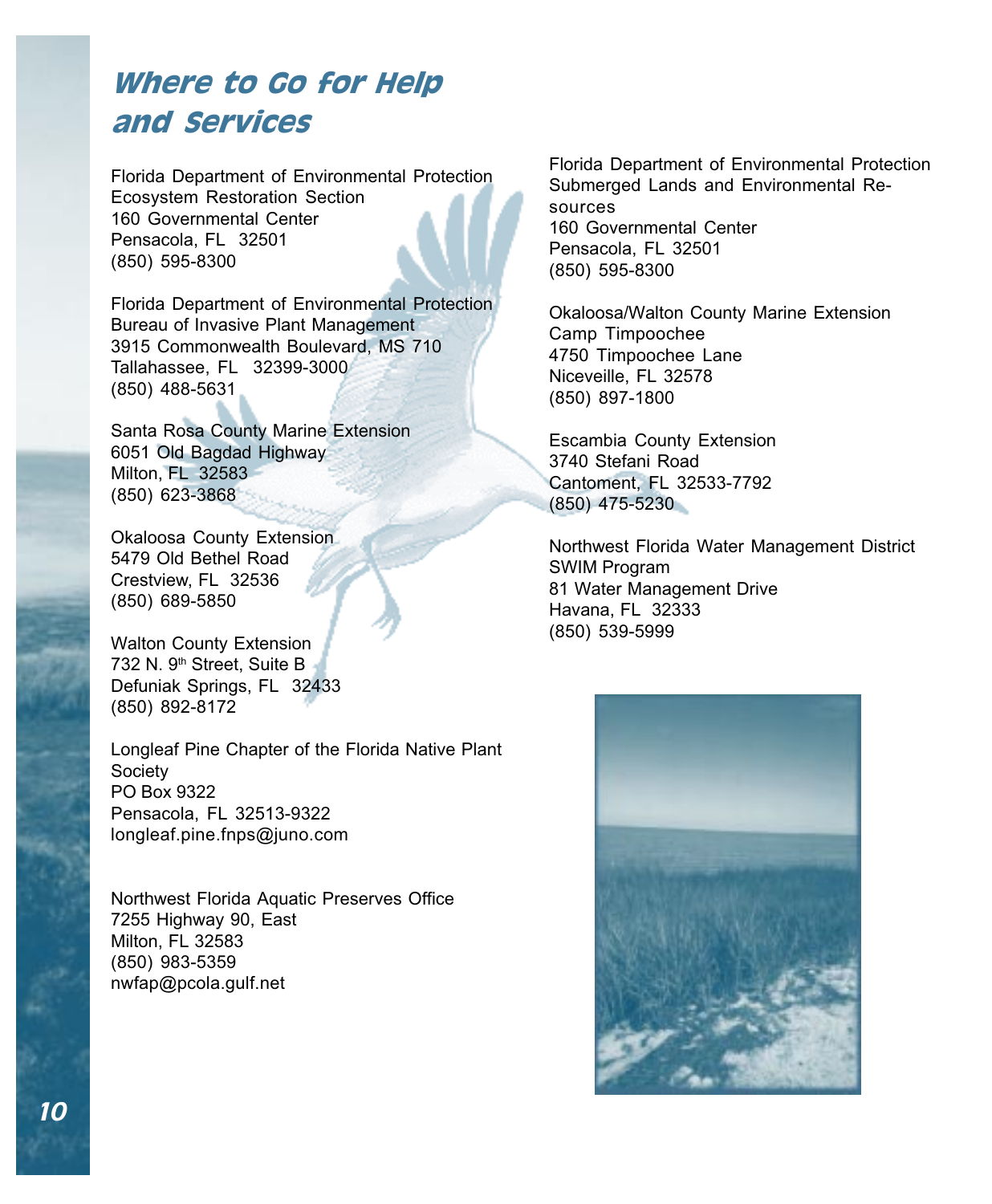# Where to Go for Help and Services

Florida Department of Environmental Protection
Ecosystem Restoration Section
160 Governmental Center
Pensacola, FL 32501
(850) 595-8300

Florida Department of Environmental Protection
Bureau of Invasive Plant Management
3915 Commonwealth Boulevard, MS 710
Tallahassee, FL 32399-3000
(850) 488-5631

Santa Rosa County Marine Extension
6051 Old Bagdad Highway
Milton, FL 32583
(850) 623-3868

Okaloosa County Extension
5479 Old Bethel Road
Crestview, FL 32536
(850) 689-5850

Walton County Extension
732 N. 9th Street, Suite B
Defuniak Springs, FL 32433
(850) 892-8172

Longleaf Pine Chapter of the Florida Native Plant Society
PO Box 9322
Pensacola, FL 32513-9322
longleaf.pine.fnps@juno.com

Northwest Florida Aquatic Preserves Office
7255 Highway 90, East
Milton, FL 32583
(850) 983-5359
nwfap@pcola.gulf.net

Florida Department of Environmental Protection
Submerged Lands and Environmental Resources
160 Governmental Center
Pensacola, FL 32501
(850) 595-8300

Okaloosa/Walton County Marine Extension
Camp Timpoochee
4750 Timpoochee Lane
Niceveille, FL 32578
(850) 897-1800

Escambia County Extension
3740 Stefani Road
Cantoment, FL 32533-7792
(850) 475-5230

Northwest Florida Water Management District
SWIM Program
81 Water Management Drive
Havana, FL 32333
(850) 539-5999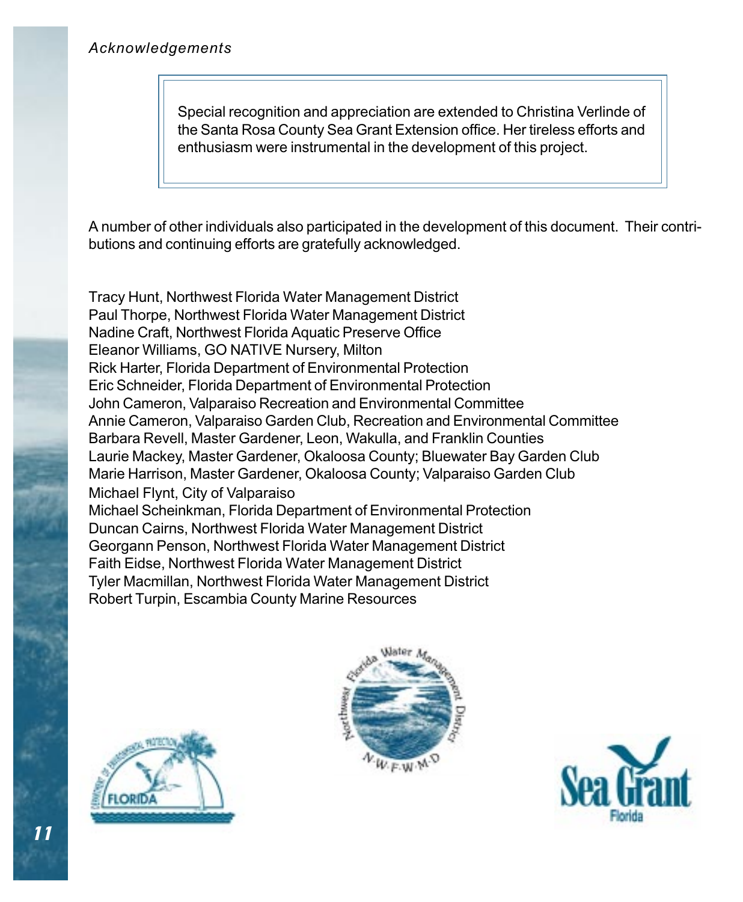*Acknowledgements*

Special recognition and appreciation are extended to Christina Verlinde of the Santa Rosa County Sea Grant Extension office. Her tireless efforts and enthusiasm were instrumental in the development of this project.

A number of other individuals also participated in the development of this document. Their contributions and continuing efforts are gratefully acknowledged.

Tracy Hunt, Northwest Florida Water Management District
Paul Thorpe, Northwest Florida Water Management District
Nadine Craft, Northwest Florida Aquatic Preserve Office
Eleanor Williams, GO NATIVE Nursery, Milton
Rick Harter, Florida Department of Environmental Protection
Eric Schneider, Florida Department of Environmental Protection
John Cameron, Valparaiso Recreation and Environmental Committee
Annie Cameron, Valparaiso Garden Club, Recreation and Environmental Committee
Barbara Revell, Master Gardener, Leon, Wakulla, and Franklin Counties
Laurie Mackey, Master Gardener, Okaloosa County; Bluewater Bay Garden Club
Marie Harrison, Master Gardener, Okaloosa County; Valparaiso Garden Club
Michael Flynt, City of Valparaiso
Michael Scheinkman, Florida Department of Environmental Protection
Duncan Cairns, Northwest Florida Water Management District
Georgann Penson, Northwest Florida Water Management District
Faith Eidse, Northwest Florida Water Management District
Tyler Macmillan, Northwest Florida Water Management District
Robert Turpin, Escambia County Marine Resources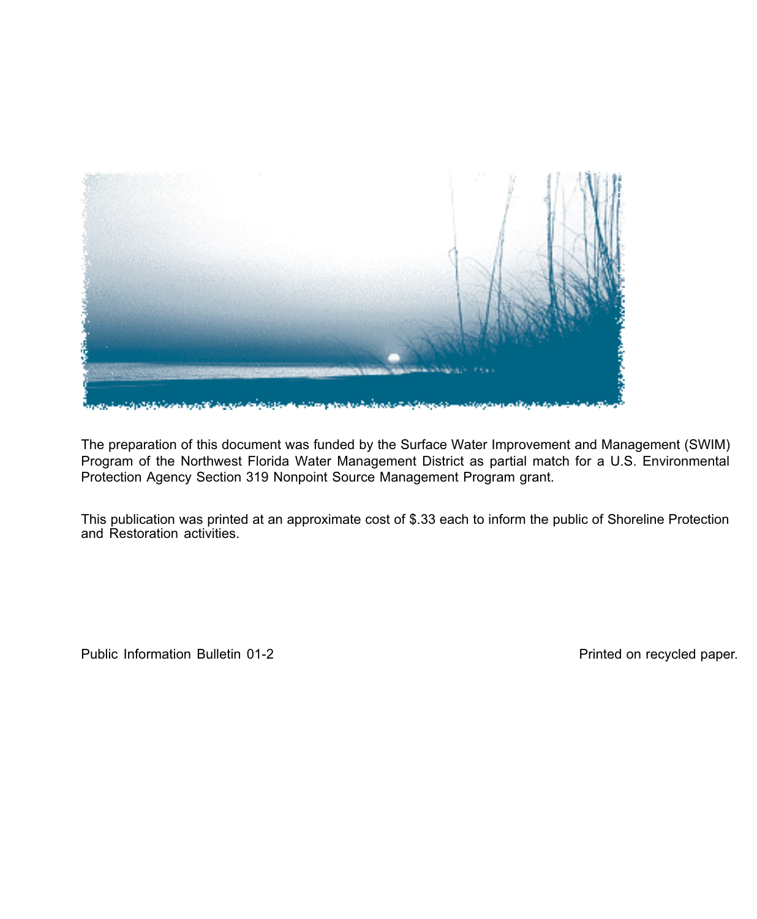The preparation of this document was funded by the Surface Water Improvement and Management (SWIM) Program of the Northwest Florida Water Management District as partial match for a U.S. Environmental Protection Agency Section 319 Nonpoint Source Management Program grant.

This publication was printed at an approximate cost of $.33 each to inform the public of Shoreline Protection and Restoration activities.

Public Information Bulletin 01-2

Printed on recycled paper.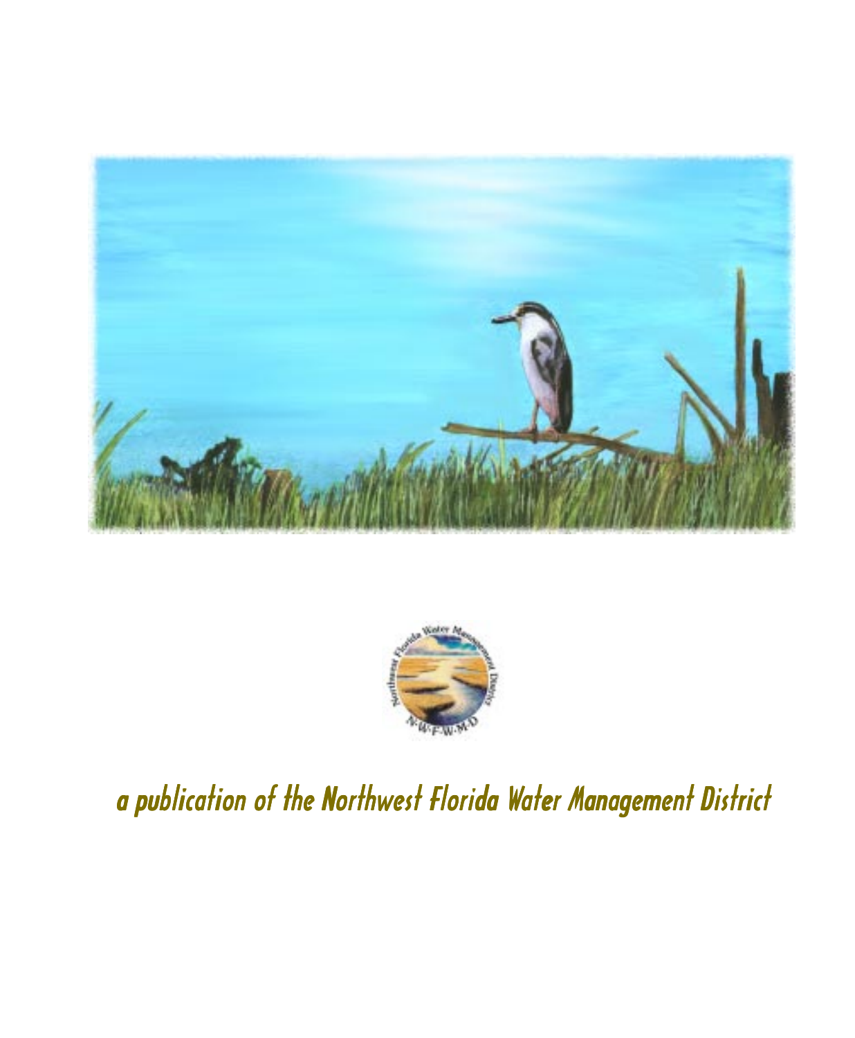a publication of the Northwest Florida Water Management District